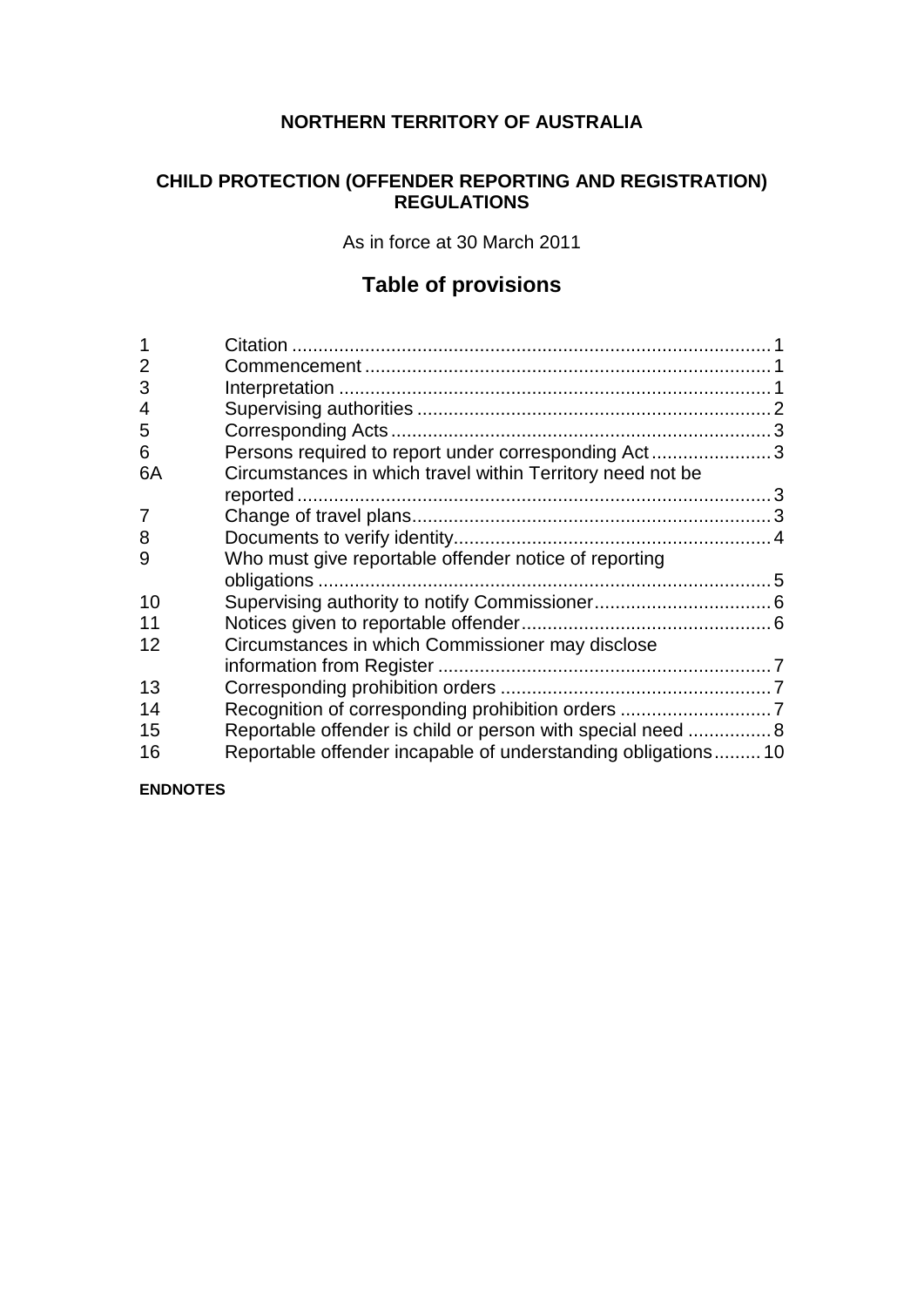**NORTHERN TERRITORY OF AUSTRALIA**

**CHILD PROTECTION (OFFENDER REPORTING AND REGISTRATION) REGULATIONS**

As in force at 30 March 2011

## Table of provisions

| | | |
|---|---|---|
| 1 | Citation | 1 |
| 2 | Commencement | 1 |
| 3 | Interpretation | 1 |
| 4 | Supervising authorities | 2 |
| 5 | Corresponding Acts | 3 |
| 6 | Persons required to report under corresponding Act | 3 |
| 6A | Circumstances in which travel within Territory need not be reported | 3 |
| 7 | Change of travel plans | 3 |
| 8 | Documents to verify identity | 4 |
| 9 | Who must give reportable offender notice of reporting obligations | 5 |
| 10 | Supervising authority to notify Commissioner | 6 |
| 11 | Notices given to reportable offender | 6 |
| 12 | Circumstances in which Commissioner may disclose information from Register | 7 |
| 13 | Corresponding prohibition orders | 7 |
| 14 | Recognition of corresponding prohibition orders | 7 |
| 15 | Reportable offender is child or person with special need | 8 |
| 16 | Reportable offender incapable of understanding obligations | 10 |

**ENDNOTES**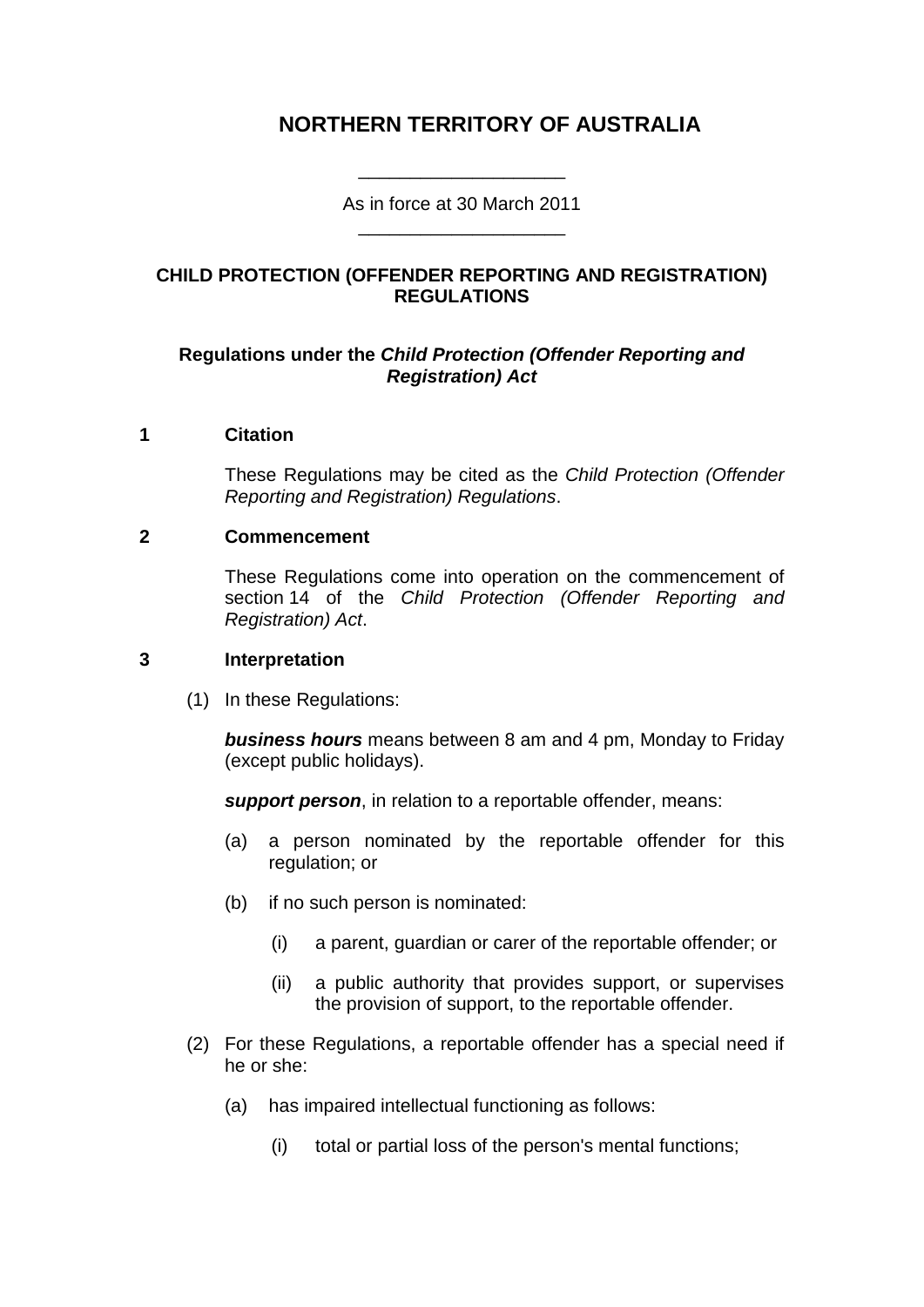# NORTHERN TERRITORY OF AUSTRALIA

As in force at 30 March 2011

## CHILD PROTECTION (OFFENDER REPORTING AND REGISTRATION) REGULATIONS

### Regulations under the *Child Protection (Offender Reporting and Registration) Act*

**1 Citation**

These Regulations may be cited as the *Child Protection (Offender Reporting and Registration) Regulations*.

**2 Commencement**

These Regulations come into operation on the commencement of section 14 of the *Child Protection (Offender Reporting and Registration) Act*.

**3 Interpretation**

(1) In these Regulations:

***business hours*** means between 8 am and 4 pm, Monday to Friday (except public holidays).

***support person***, in relation to a reportable offender, means:

(a) a person nominated by the reportable offender for this regulation; or

(b) if no such person is nominated:

(i) a parent, guardian or carer of the reportable offender; or

(ii) a public authority that provides support, or supervises the provision of support, to the reportable offender.

(2) For these Regulations, a reportable offender has a special need if he or she:

(a) has impaired intellectual functioning as follows:

(i) total or partial loss of the person's mental functions;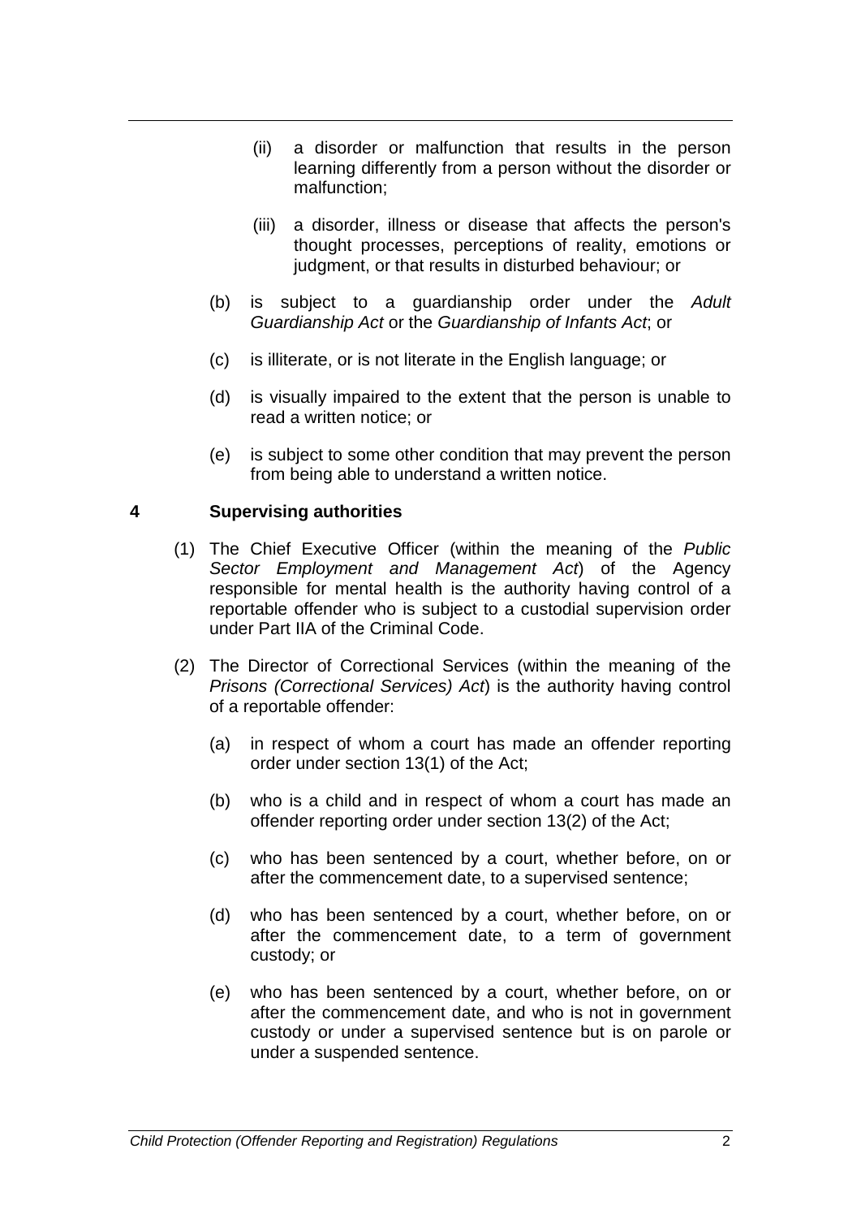(ii) a disorder or malfunction that results in the person learning differently from a person without the disorder or malfunction;

(iii) a disorder, illness or disease that affects the person's thought processes, perceptions of reality, emotions or judgment, or that results in disturbed behaviour; or

(b) is subject to a guardianship order under the *Adult Guardianship Act* or the *Guardianship of Infants Act*; or

(c) is illiterate, or is not literate in the English language; or

(d) is visually impaired to the extent that the person is unable to read a written notice; or

(e) is subject to some other condition that may prevent the person from being able to understand a written notice.

### 4 Supervising authorities

(1) The Chief Executive Officer (within the meaning of the *Public Sector Employment and Management Act*) of the Agency responsible for mental health is the authority having control of a reportable offender who is subject to a custodial supervision order under Part IIA of the Criminal Code.

(2) The Director of Correctional Services (within the meaning of the *Prisons (Correctional Services) Act*) is the authority having control of a reportable offender:

(a) in respect of whom a court has made an offender reporting order under section 13(1) of the Act;

(b) who is a child and in respect of whom a court has made an offender reporting order under section 13(2) of the Act;

(c) who has been sentenced by a court, whether before, on or after the commencement date, to a supervised sentence;

(d) who has been sentenced by a court, whether before, on or after the commencement date, to a term of government custody; or

(e) who has been sentenced by a court, whether before, on or after the commencement date, and who is not in government custody or under a supervised sentence but is on parole or under a suspended sentence.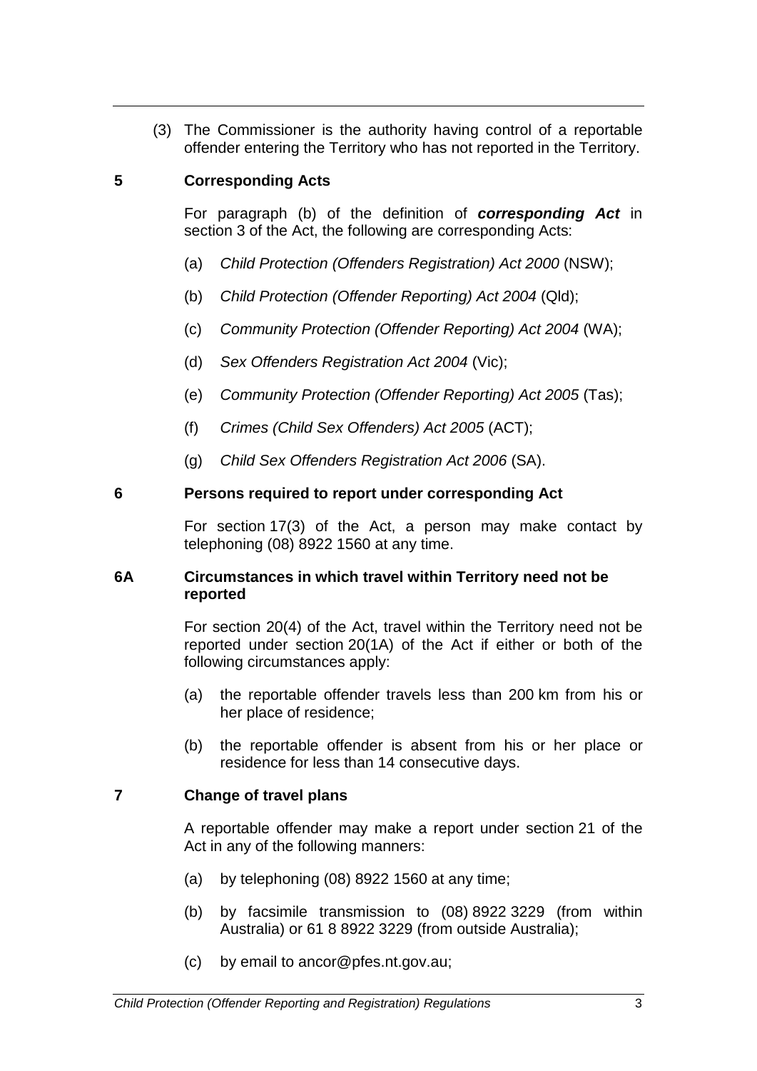(3) The Commissioner is the authority having control of a reportable offender entering the Territory who has not reported in the Territory.

### 5 Corresponding Acts

For paragraph (b) of the definition of ***corresponding Act*** in section 3 of the Act, the following are corresponding Acts:

(a) *Child Protection (Offenders Registration) Act 2000* (NSW);

(b) *Child Protection (Offender Reporting) Act 2004* (Qld);

(c) *Community Protection (Offender Reporting) Act 2004* (WA);

(d) *Sex Offenders Registration Act 2004* (Vic);

(e) *Community Protection (Offender Reporting) Act 2005* (Tas);

(f) *Crimes (Child Sex Offenders) Act 2005* (ACT);

(g) *Child Sex Offenders Registration Act 2006* (SA).

### 6 Persons required to report under corresponding Act

For section 17(3) of the Act, a person may make contact by telephoning (08) 8922 1560 at any time.

### 6A Circumstances in which travel within Territory need not be reported

For section 20(4) of the Act, travel within the Territory need not be reported under section 20(1A) of the Act if either or both of the following circumstances apply:

(a) the reportable offender travels less than 200 km from his or her place of residence;

(b) the reportable offender is absent from his or her place or residence for less than 14 consecutive days.

### 7 Change of travel plans

A reportable offender may make a report under section 21 of the Act in any of the following manners:

(a) by telephoning (08) 8922 1560 at any time;

(b) by facsimile transmission to (08) 8922 3229 (from within Australia) or 61 8 8922 3229 (from outside Australia);

(c) by email to ancor@pfes.nt.gov.au;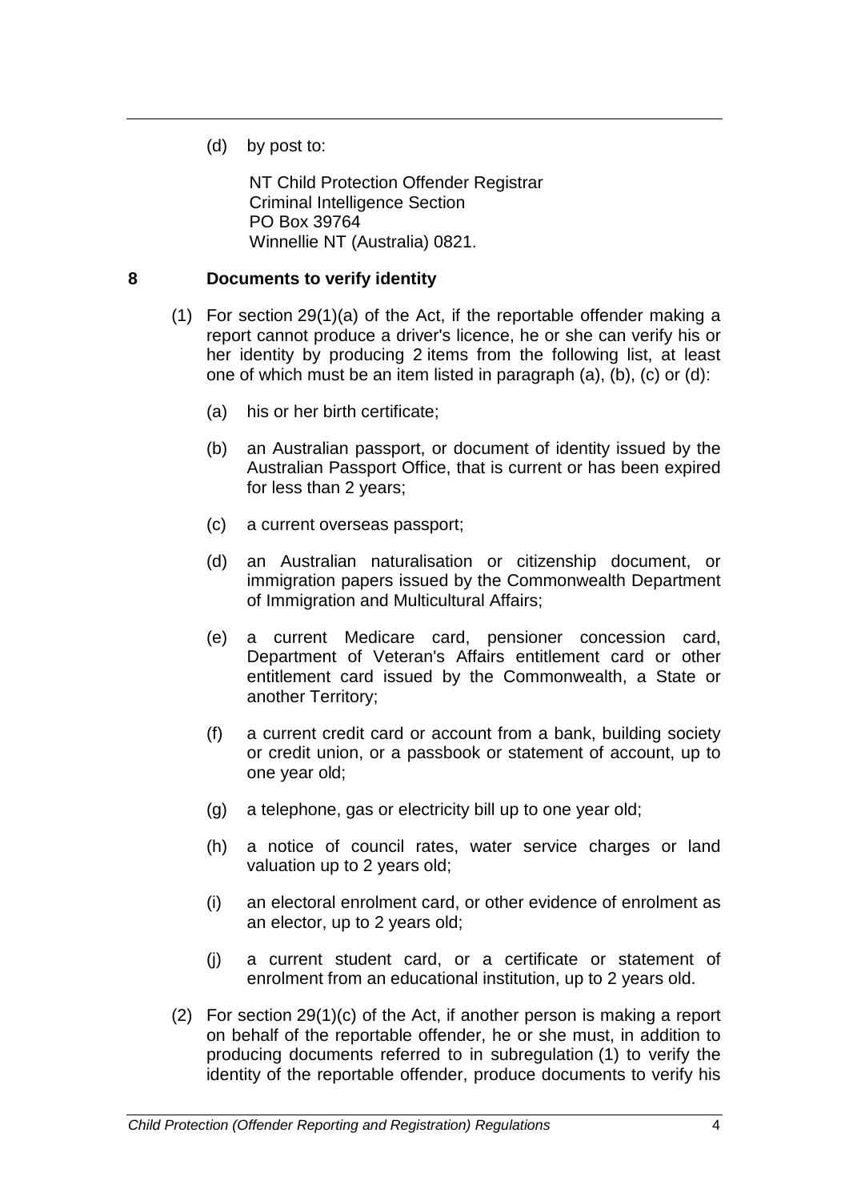(d) by post to:

NT Child Protection Offender Registrar
Criminal Intelligence Section
PO Box 39764
Winnellie NT (Australia) 0821.

### 8 Documents to verify identity

(1) For section 29(1)(a) of the Act, if the reportable offender making a report cannot produce a driver's licence, he or she can verify his or her identity by producing 2 items from the following list, at least one of which must be an item listed in paragraph (a), (b), (c) or (d):

(a) his or her birth certificate;

(b) an Australian passport, or document of identity issued by the Australian Passport Office, that is current or has been expired for less than 2 years;

(c) a current overseas passport;

(d) an Australian naturalisation or citizenship document, or immigration papers issued by the Commonwealth Department of Immigration and Multicultural Affairs;

(e) a current Medicare card, pensioner concession card, Department of Veteran's Affairs entitlement card or other entitlement card issued by the Commonwealth, a State or another Territory;

(f) a current credit card or account from a bank, building society or credit union, or a passbook or statement of account, up to one year old;

(g) a telephone, gas or electricity bill up to one year old;

(h) a notice of council rates, water service charges or land valuation up to 2 years old;

(i) an electoral enrolment card, or other evidence of enrolment as an elector, up to 2 years old;

(j) a current student card, or a certificate or statement of enrolment from an educational institution, up to 2 years old.

(2) For section 29(1)(c) of the Act, if another person is making a report on behalf of the reportable offender, he or she must, in addition to producing documents referred to in subregulation (1) to verify the identity of the reportable offender, produce documents to verify his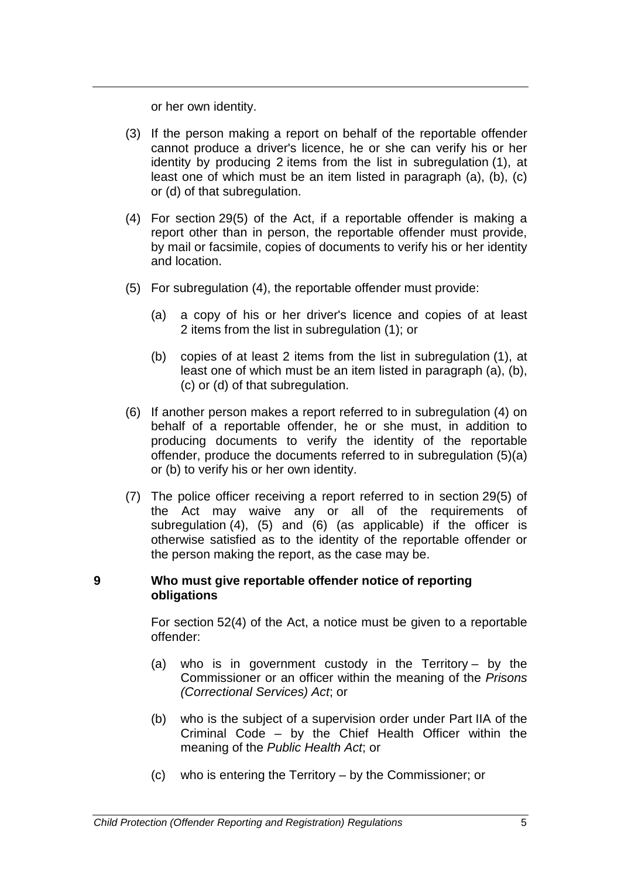or her own identity.

(3) If the person making a report on behalf of the reportable offender cannot produce a driver's licence, he or she can verify his or her identity by producing 2 items from the list in subregulation (1), at least one of which must be an item listed in paragraph (a), (b), (c) or (d) of that subregulation.

(4) For section 29(5) of the Act, if a reportable offender is making a report other than in person, the reportable offender must provide, by mail or facsimile, copies of documents to verify his or her identity and location.

(5) For subregulation (4), the reportable offender must provide:

(a) a copy of his or her driver's licence and copies of at least 2 items from the list in subregulation (1); or

(b) copies of at least 2 items from the list in subregulation (1), at least one of which must be an item listed in paragraph (a), (b), (c) or (d) of that subregulation.

(6) If another person makes a report referred to in subregulation (4) on behalf of a reportable offender, he or she must, in addition to producing documents to verify the identity of the reportable offender, produce the documents referred to in subregulation (5)(a) or (b) to verify his or her own identity.

(7) The police officer receiving a report referred to in section 29(5) of the Act may waive any or all of the requirements of subregulation (4), (5) and (6) (as applicable) if the officer is otherwise satisfied as to the identity of the reportable offender or the person making the report, as the case may be.

**9 Who must give reportable offender notice of reporting obligations**

For section 52(4) of the Act, a notice must be given to a reportable offender:

(a) who is in government custody in the Territory – by the Commissioner or an officer within the meaning of the *Prisons (Correctional Services) Act*; or

(b) who is the subject of a supervision order under Part IIA of the Criminal Code – by the Chief Health Officer within the meaning of the *Public Health Act*; or

(c) who is entering the Territory – by the Commissioner; or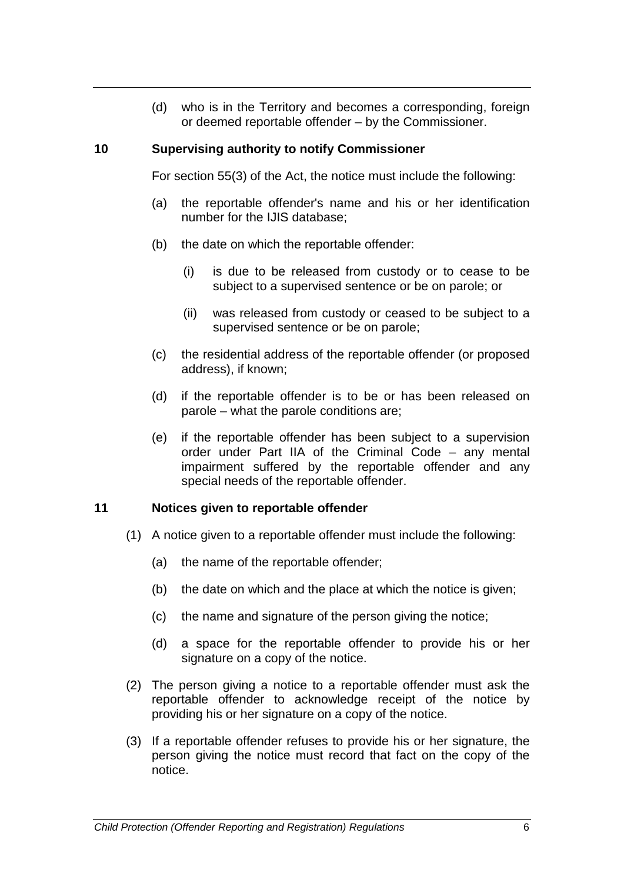(d) who is in the Territory and becomes a corresponding, foreign or deemed reportable offender – by the Commissioner.

### 10 Supervising authority to notify Commissioner

For section 55(3) of the Act, the notice must include the following:

(a) the reportable offender's name and his or her identification number for the IJIS database;

(b) the date on which the reportable offender:

(i) is due to be released from custody or to cease to be subject to a supervised sentence or be on parole; or

(ii) was released from custody or ceased to be subject to a supervised sentence or be on parole;

(c) the residential address of the reportable offender (or proposed address), if known;

(d) if the reportable offender is to be or has been released on parole – what the parole conditions are;

(e) if the reportable offender has been subject to a supervision order under Part IIA of the Criminal Code – any mental impairment suffered by the reportable offender and any special needs of the reportable offender.

### 11 Notices given to reportable offender

(1) A notice given to a reportable offender must include the following:

(a) the name of the reportable offender;

(b) the date on which and the place at which the notice is given;

(c) the name and signature of the person giving the notice;

(d) a space for the reportable offender to provide his or her signature on a copy of the notice.

(2) The person giving a notice to a reportable offender must ask the reportable offender to acknowledge receipt of the notice by providing his or her signature on a copy of the notice.

(3) If a reportable offender refuses to provide his or her signature, the person giving the notice must record that fact on the copy of the notice.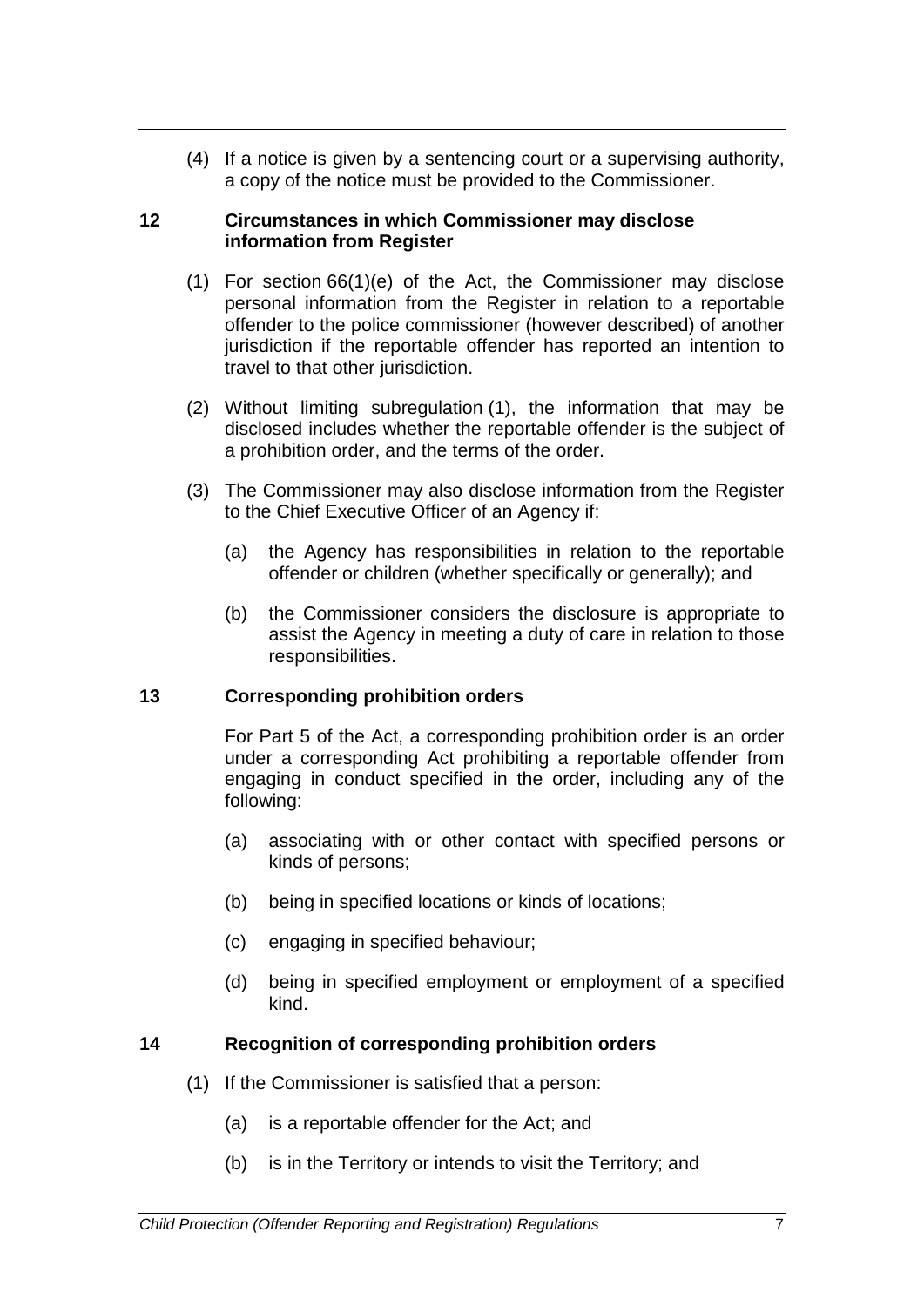(4) If a notice is given by a sentencing court or a supervising authority, a copy of the notice must be provided to the Commissioner.

## 12 Circumstances in which Commissioner may disclose information from Register

(1) For section 66(1)(e) of the Act, the Commissioner may disclose personal information from the Register in relation to a reportable offender to the police commissioner (however described) of another jurisdiction if the reportable offender has reported an intention to travel to that other jurisdiction.

(2) Without limiting subregulation (1), the information that may be disclosed includes whether the reportable offender is the subject of a prohibition order, and the terms of the order.

(3) The Commissioner may also disclose information from the Register to the Chief Executive Officer of an Agency if:

(a) the Agency has responsibilities in relation to the reportable offender or children (whether specifically or generally); and

(b) the Commissioner considers the disclosure is appropriate to assist the Agency in meeting a duty of care in relation to those responsibilities.

## 13 Corresponding prohibition orders

For Part 5 of the Act, a corresponding prohibition order is an order under a corresponding Act prohibiting a reportable offender from engaging in conduct specified in the order, including any of the following:

(a) associating with or other contact with specified persons or kinds of persons;

(b) being in specified locations or kinds of locations;

(c) engaging in specified behaviour;

(d) being in specified employment or employment of a specified kind.

## 14 Recognition of corresponding prohibition orders

(1) If the Commissioner is satisfied that a person:

(a) is a reportable offender for the Act; and

(b) is in the Territory or intends to visit the Territory; and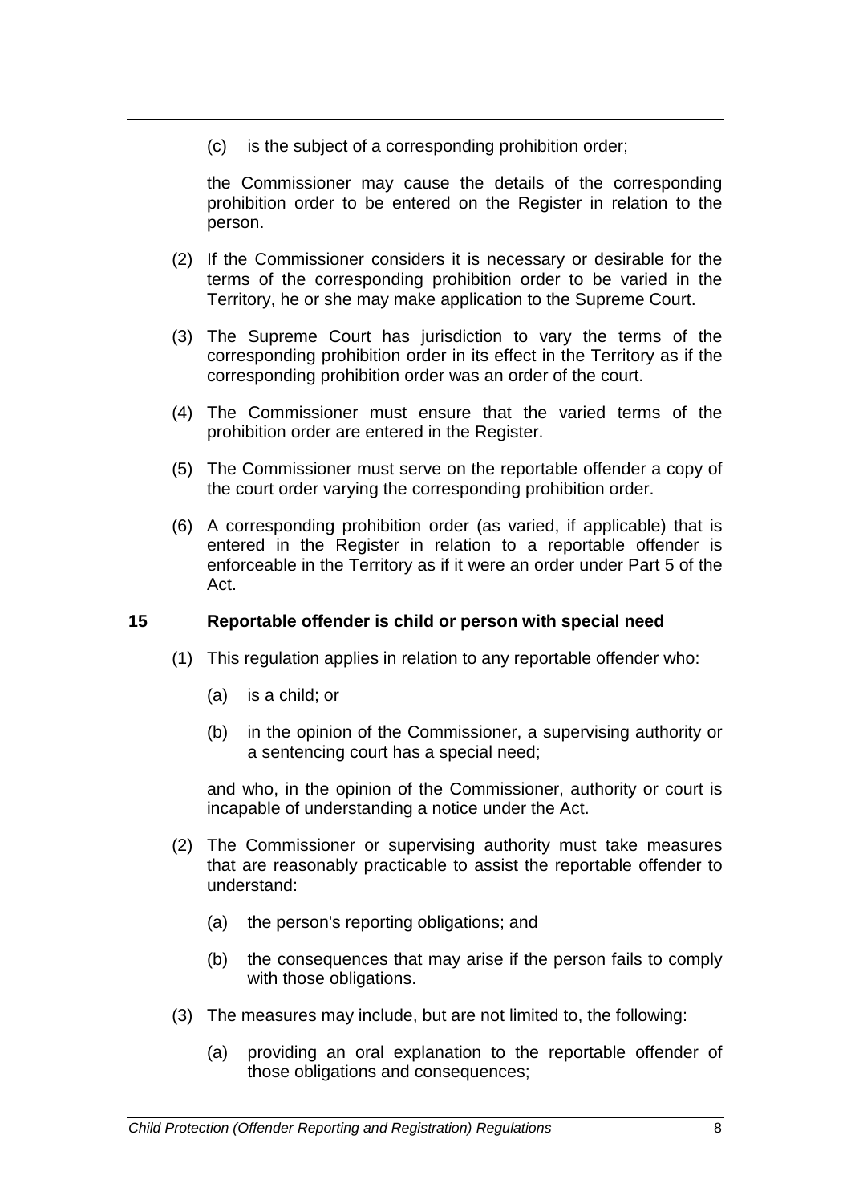(c) is the subject of a corresponding prohibition order;

the Commissioner may cause the details of the corresponding prohibition order to be entered on the Register in relation to the person.

(2) If the Commissioner considers it is necessary or desirable for the terms of the corresponding prohibition order to be varied in the Territory, he or she may make application to the Supreme Court.

(3) The Supreme Court has jurisdiction to vary the terms of the corresponding prohibition order in its effect in the Territory as if the corresponding prohibition order was an order of the court.

(4) The Commissioner must ensure that the varied terms of the prohibition order are entered in the Register.

(5) The Commissioner must serve on the reportable offender a copy of the court order varying the corresponding prohibition order.

(6) A corresponding prohibition order (as varied, if applicable) that is entered in the Register in relation to a reportable offender is enforceable in the Territory as if it were an order under Part 5 of the Act.

### 15 Reportable offender is child or person with special need

(1) This regulation applies in relation to any reportable offender who:

(a) is a child; or

(b) in the opinion of the Commissioner, a supervising authority or a sentencing court has a special need;

and who, in the opinion of the Commissioner, authority or court is incapable of understanding a notice under the Act.

(2) The Commissioner or supervising authority must take measures that are reasonably practicable to assist the reportable offender to understand:

(a) the person's reporting obligations; and

(b) the consequences that may arise if the person fails to comply with those obligations.

(3) The measures may include, but are not limited to, the following:

(a) providing an oral explanation to the reportable offender of those obligations and consequences;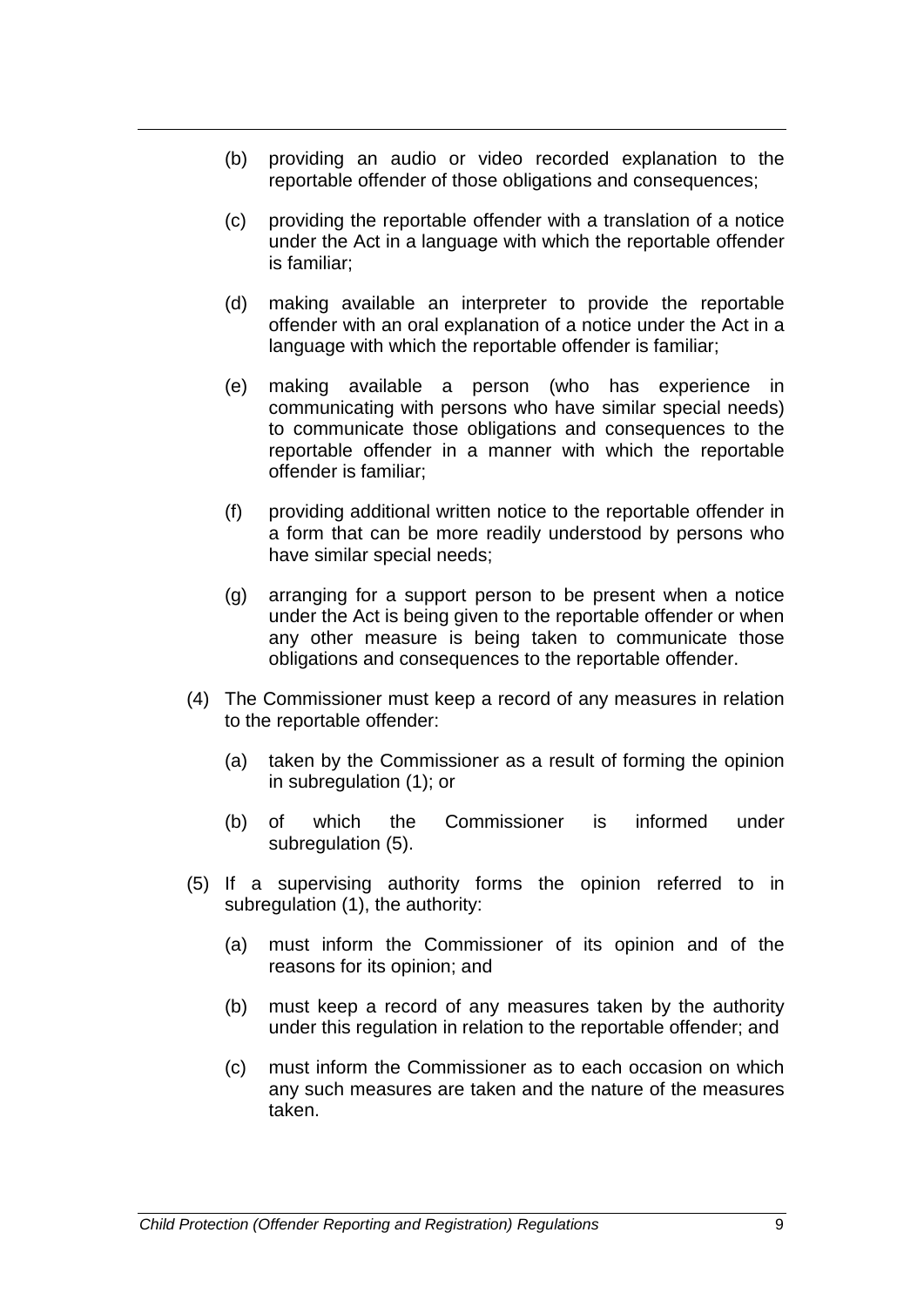(b) providing an audio or video recorded explanation to the reportable offender of those obligations and consequences;

(c) providing the reportable offender with a translation of a notice under the Act in a language with which the reportable offender is familiar;

(d) making available an interpreter to provide the reportable offender with an oral explanation of a notice under the Act in a language with which the reportable offender is familiar;

(e) making available a person (who has experience in communicating with persons who have similar special needs) to communicate those obligations and consequences to the reportable offender in a manner with which the reportable offender is familiar;

(f) providing additional written notice to the reportable offender in a form that can be more readily understood by persons who have similar special needs;

(g) arranging for a support person to be present when a notice under the Act is being given to the reportable offender or when any other measure is being taken to communicate those obligations and consequences to the reportable offender.

(4) The Commissioner must keep a record of any measures in relation to the reportable offender:

(a) taken by the Commissioner as a result of forming the opinion in subregulation (1); or

(b) of which the Commissioner is informed under subregulation (5).

(5) If a supervising authority forms the opinion referred to in subregulation (1), the authority:

(a) must inform the Commissioner of its opinion and of the reasons for its opinion; and

(b) must keep a record of any measures taken by the authority under this regulation in relation to the reportable offender; and

(c) must inform the Commissioner as to each occasion on which any such measures are taken and the nature of the measures taken.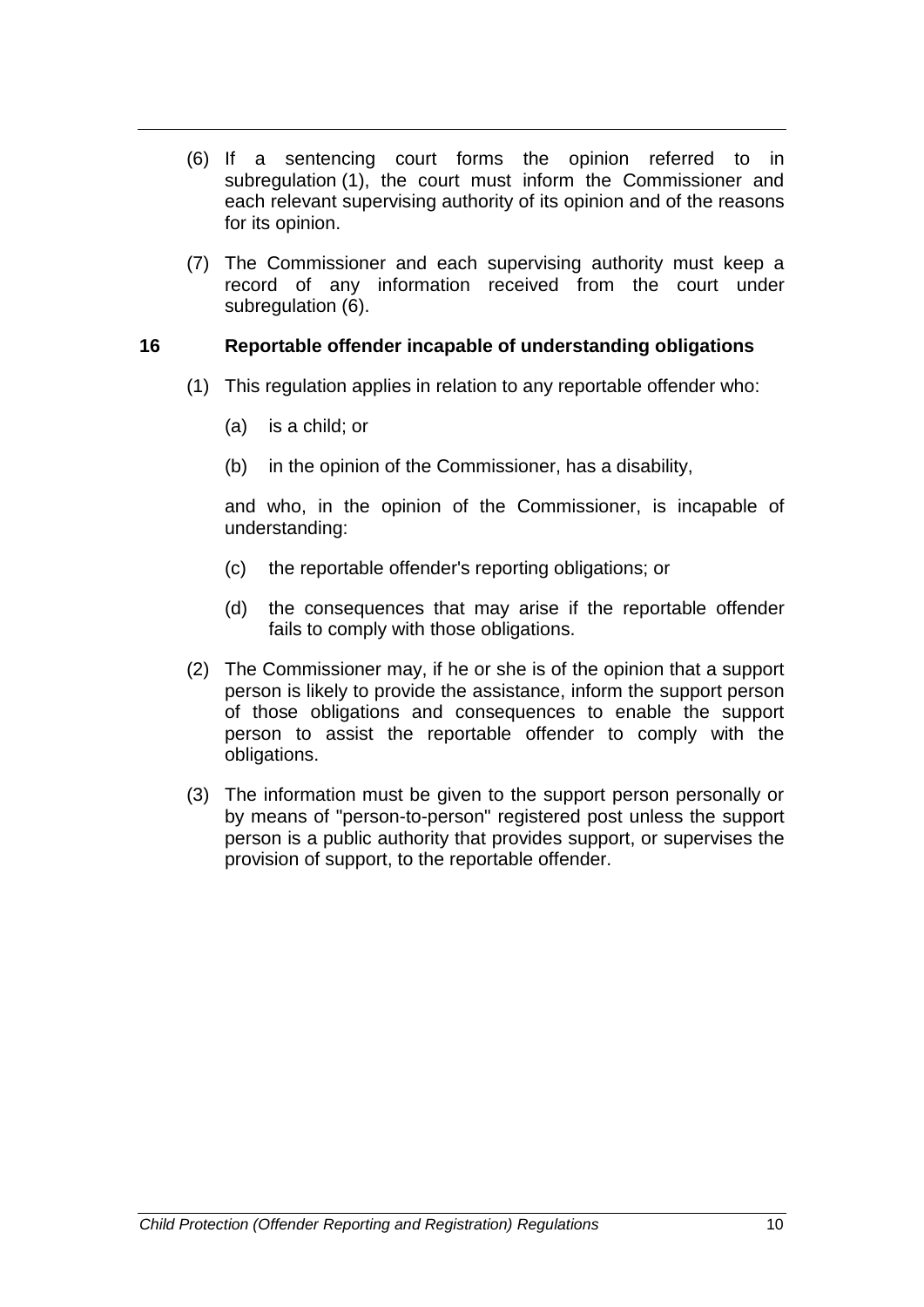(6) If a sentencing court forms the opinion referred to in subregulation (1), the court must inform the Commissioner and each relevant supervising authority of its opinion and of the reasons for its opinion.

(7) The Commissioner and each supervising authority must keep a record of any information received from the court under subregulation (6).

### 16 Reportable offender incapable of understanding obligations

(1) This regulation applies in relation to any reportable offender who:

(a) is a child; or

(b) in the opinion of the Commissioner, has a disability,

and who, in the opinion of the Commissioner, is incapable of understanding:

(c) the reportable offender's reporting obligations; or

(d) the consequences that may arise if the reportable offender fails to comply with those obligations.

(2) The Commissioner may, if he or she is of the opinion that a support person is likely to provide the assistance, inform the support person of those obligations and consequences to enable the support person to assist the reportable offender to comply with the obligations.

(3) The information must be given to the support person personally or by means of "person-to-person" registered post unless the support person is a public authority that provides support, or supervises the provision of support, to the reportable offender.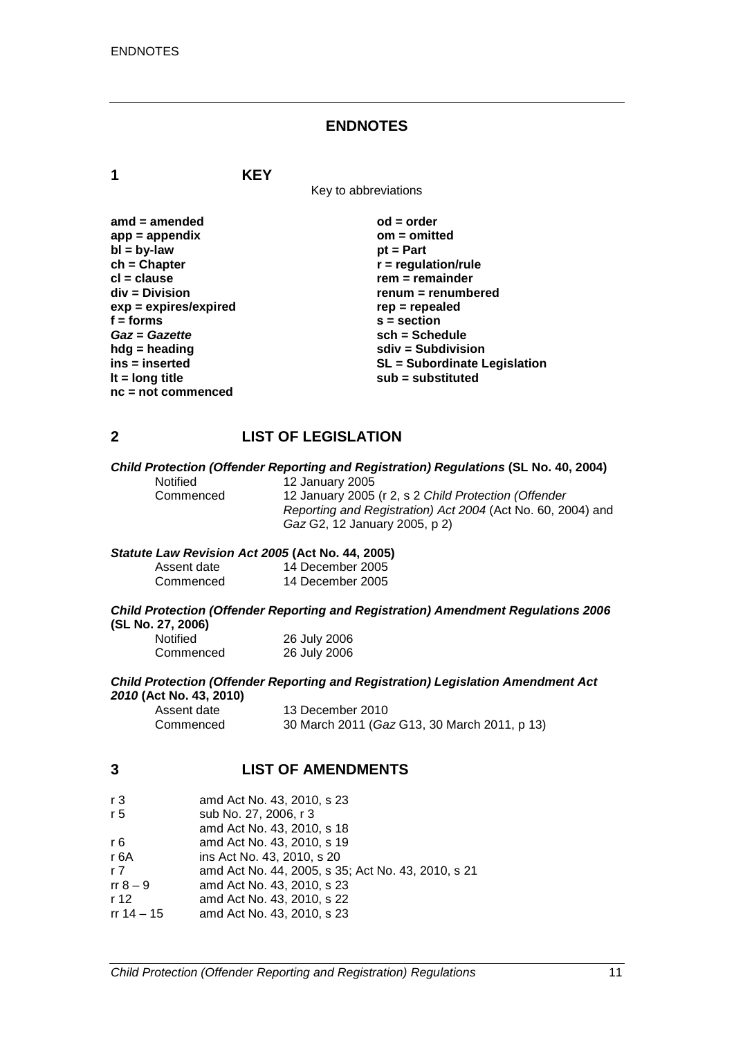# ENDNOTES

## 1 KEY

Key to abbreviations

| | |
|---|---|
| **amd = amended** | **od = order** |
| **app = appendix** | **om = omitted** |
| **bl = by-law** | **pt = Part** |
| **ch = Chapter** | **r = regulation/rule** |
| **cl = clause** | **rem = remainder** |
| **div = Division** | **renum = renumbered** |
| **exp = expires/expired** | **rep = repealed** |
| **f = forms** | **s = section** |
| ***Gaz = Gazette*** | **sch = Schedule** |
| **hdg = heading** | **sdiv = Subdivision** |
| **ins = inserted** | **SL = Subordinate Legislation** |
| **lt = long title** | **sub = substituted** |
| **nc = not commenced** | |

## 2 LIST OF LEGISLATION

***Child Protection (Offender Reporting and Registration) Regulations* (SL No. 40, 2004)**

| | |
|---|---|
| Notified | 12 January 2005 |
| Commenced | 12 January 2005 (r 2, s 2 *Child Protection (Offender Reporting and Registration) Act 2004* (Act No. 60, 2004) and *Gaz* G2, 12 January 2005, p 2) |

***Statute Law Revision Act 2005* (Act No. 44, 2005)**

| | |
|---|---|
| Assent date | 14 December 2005 |
| Commenced | 14 December 2005 |

***Child Protection (Offender Reporting and Registration) Amendment Regulations 2006* (SL No. 27, 2006)**

| | |
|---|---|
| Notified | 26 July 2006 |
| Commenced | 26 July 2006 |

***Child Protection (Offender Reporting and Registration) Legislation Amendment Act 2010* (Act No. 43, 2010)**

| | |
|---|---|
| Assent date | 13 December 2010 |
| Commenced | 30 March 2011 (*Gaz* G13, 30 March 2011, p 13) |

## 3 LIST OF AMENDMENTS

| | |
|---|---|
| r 3 | amd Act No. 43, 2010, s 23 |
| r 5 | sub No. 27, 2006, r 3 |
| | amd Act No. 43, 2010, s 18 |
| r 6 | amd Act No. 43, 2010, s 19 |
| r 6A | ins Act No. 43, 2010, s 20 |
| r 7 | amd Act No. 44, 2005, s 35; Act No. 43, 2010, s 21 |
| rr 8 – 9 | amd Act No. 43, 2010, s 23 |
| r 12 | amd Act No. 43, 2010, s 22 |
| rr 14 – 15 | amd Act No. 43, 2010, s 23 |